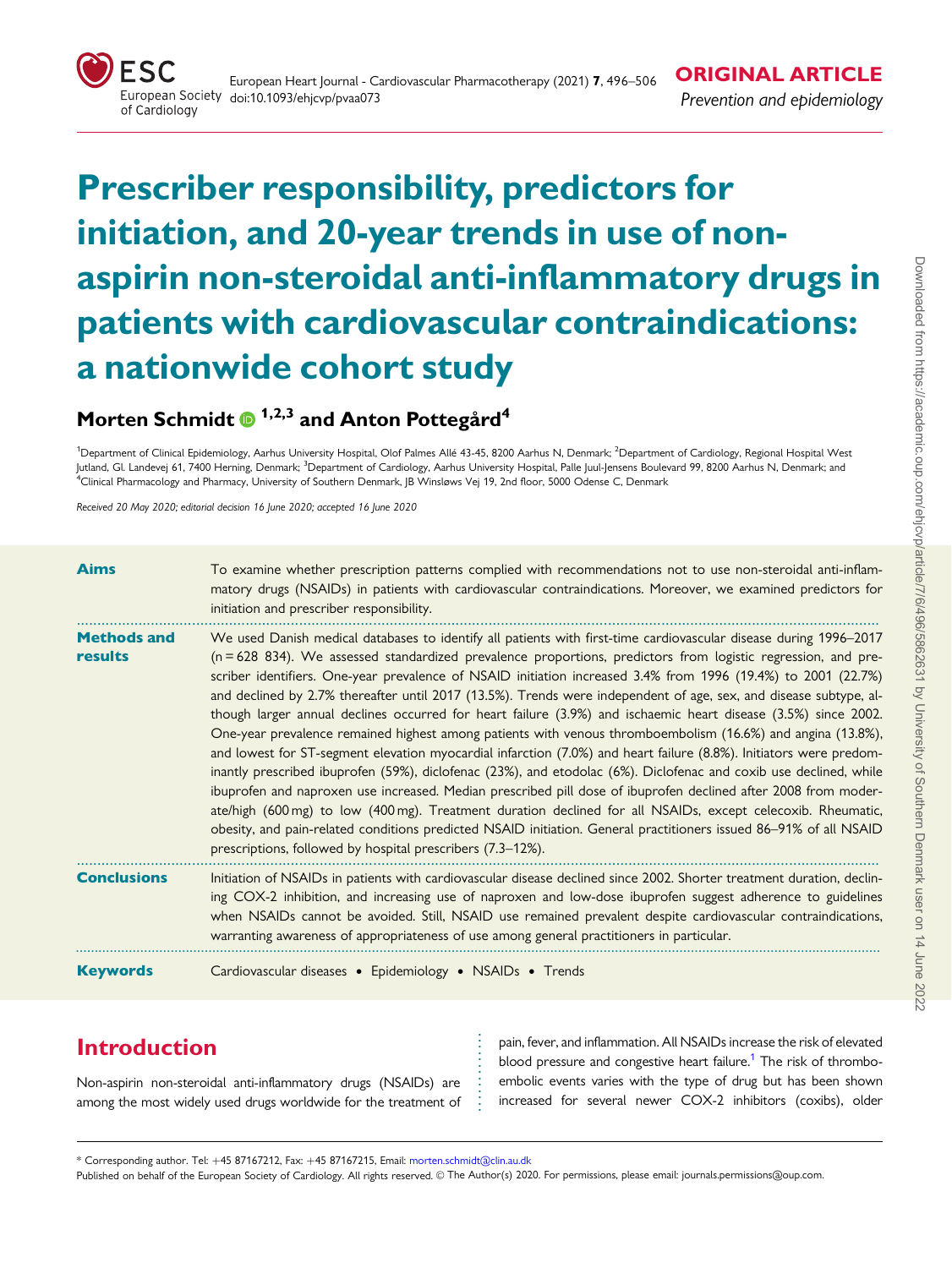ORIGINAL ARTICLE

*Prevention and epidemiology*

# Prescriber responsibility, predictors for initiation, and 20-year trends in use of non-aspirin non-steroidal anti-inflammatory drugs in patients with cardiovascular contraindications: a nationwide cohort study

**Morten Schmidt [1,2,3] and Anton Pottegård [4]**

[1]Department of Clinical Epidemiology, Aarhus University Hospital, Olof Palmes Allé 43-45, 8200 Aarhus N, Denmark; [2]Department of Cardiology, Regional Hospital West Jutland, Gl. Landevej 61, 7400 Herning, Denmark; [3]Department of Cardiology, Aarhus University Hospital, Palle Juul-Jensens Boulevard 99, 8200 Aarhus N, Denmark; and [4]Clinical Pharmacology and Pharmacy, University of Southern Denmark, JB Winsløws Vej 19, 2nd floor, 5000 Odense C, Denmark

*Received 20 May 2020; editorial decision 16 June 2020; accepted 16 June 2020*

**Aims**

To examine whether prescription patterns complied with recommendations not to use non-steroidal anti-inflammatory drugs (NSAIDs) in patients with cardiovascular contraindications. Moreover, we examined predictors for initiation and prescriber responsibility.

**Methods and results**

We used Danish medical databases to identify all patients with first-time cardiovascular disease during 1996–2017 (n = 628 834). We assessed standardized prevalence proportions, predictors from logistic regression, and prescriber identifiers. One-year prevalence of NSAID initiation increased 3.4% from 1996 (19.4%) to 2001 (22.7%) and declined by 2.7% thereafter until 2017 (13.5%). Trends were independent of age, sex, and disease subtype, although larger annual declines occurred for heart failure (3.9%) and ischaemic heart disease (3.5%) since 2002. One-year prevalence remained highest among patients with venous thromboembolism (16.6%) and angina (13.8%), and lowest for ST-segment elevation myocardial infarction (7.0%) and heart failure (8.8%). Initiators were predominantly prescribed ibuprofen (59%), diclofenac (23%), and etodolac (6%). Diclofenac and coxib use declined, while ibuprofen and naproxen use increased. Median prescribed pill dose of ibuprofen declined after 2008 from moderate/high (600 mg) to low (400 mg). Treatment duration declined for all NSAIDs, except celecoxib. Rheumatic, obesity, and pain-related conditions predicted NSAID initiation. General practitioners issued 86–91% of all NSAID prescriptions, followed by hospital prescribers (7.3–12%).

**Conclusions**

Initiation of NSAIDs in patients with cardiovascular disease declined since 2002. Shorter treatment duration, declining COX-2 inhibition, and increasing use of naproxen and low-dose ibuprofen suggest adherence to guidelines when NSAIDs cannot be avoided. Still, NSAID use remained prevalent despite cardiovascular contraindications, warranting awareness of appropriateness of use among general practitioners in particular.

**Keywords**

Cardiovascular diseases • Epidemiology • NSAIDs • Trends

## Introduction

Non-aspirin non-steroidal anti-inflammatory drugs (NSAIDs) are among the most widely used drugs worldwide for the treatment of pain, fever, and inflammation. All NSAIDs increase the risk of elevated blood pressure and congestive heart failure.[1] The risk of thromboembolic events varies with the type of drug but has been shown increased for several newer COX-2 inhibitors (coxibs), older

* Corresponding author. Tel: +45 87167212, Fax: +45 87167215, Email: morten.schmidt@clin.au.dk

Published on behalf of the European Society of Cardiology. All rights reserved. © The Author(s) 2020. For permissions, please email: journals.permissions@oup.com.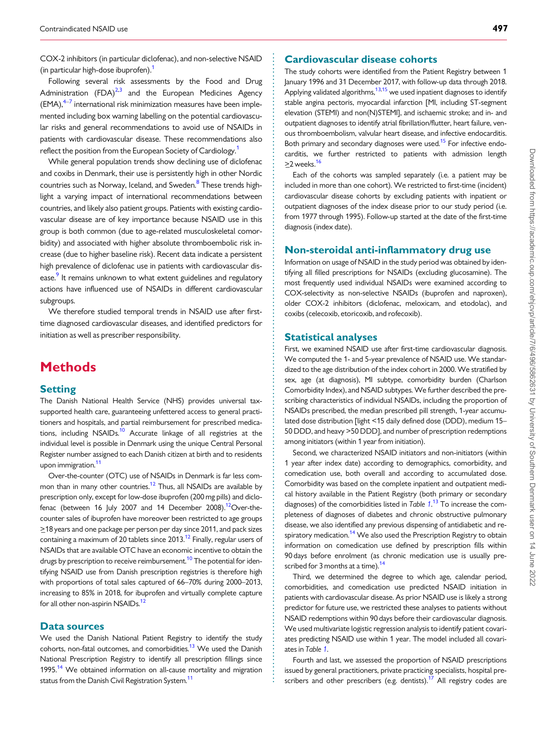COX-2 inhibitors (in particular diclofenac), and non-selective NSAID (in particular high-dose ibuprofen).[1]

Following several risk assessments by the Food and Drug Administration (FDA)[2,3] and the European Medicines Agency (EMA),[4–7] international risk minimization measures have been implemented including box warning labelling on the potential cardiovascular risks and general recommendations to avoid use of NSAIDs in patients with cardiovascular disease. These recommendations also reflect the position from the European Society of Cardiology.[1]

While general population trends show declining use of diclofenac and coxibs in Denmark, their use is persistently high in other Nordic countries such as Norway, Iceland, and Sweden.[8] These trends highlight a varying impact of international recommendations between countries, and likely also patient groups. Patients with existing cardiovascular disease are of key importance because NSAID use in this group is both common (due to age-related musculoskeletal comorbidity) and associated with higher absolute thromboembolic risk increase (due to higher baseline risk). Recent data indicate a persistent high prevalence of diclofenac use in patients with cardiovascular disease.[9] It remains unknown to what extent guidelines and regulatory actions have influenced use of NSAIDs in different cardiovascular subgroups.

We therefore studied temporal trends in NSAID use after first-time diagnosed cardiovascular diseases, and identified predictors for initiation as well as prescriber responsibility.

# Methods

## Setting

The Danish National Health Service (NHS) provides universal tax-supported health care, guaranteeing unfettered access to general practitioners and hospitals, and partial reimbursement for prescribed medications, including NSAIDs.[10] Accurate linkage of all registries at the individual level is possible in Denmark using the unique Central Personal Register number assigned to each Danish citizen at birth and to residents upon immigration.[11]

Over-the-counter (OTC) use of NSAIDs in Denmark is far less common than in many other countries.[12] Thus, all NSAIDs are available by prescription only, except for low-dose ibuprofen (200 mg pills) and diclofenac (between 16 July 2007 and 14 December 2008).[12] Over-the-counter sales of ibuprofen have moreover been restricted to age groups ≥18 years and one package per person per day since 2011, and pack sizes containing a maximum of 20 tablets since 2013.[12] Finally, regular users of NSAIDs that are available OTC have an economic incentive to obtain the drugs by prescription to receive reimbursement.[10] The potential for identifying NSAID use from Danish prescription registries is therefore high with proportions of total sales captured of 66–70% during 2000–2013, increasing to 85% in 2018, for ibuprofen and virtually complete capture for all other non-aspirin NSAIDs.[12]

## Data sources

We used the Danish National Patient Registry to identify the study cohorts, non-fatal outcomes, and comorbidities.[13] We used the Danish National Prescription Registry to identify all prescription fillings since 1995.[14] We obtained information on all-cause mortality and migration status from the Danish Civil Registration System.[11]

## Cardiovascular disease cohorts

The study cohorts were identified from the Patient Registry between 1 January 1996 and 31 December 2017, with follow-up data through 2018. Applying validated algorithms,[13,15] we used inpatient diagnoses to identify stable angina pectoris, myocardial infarction [MI, including ST-segment elevation (STEMI) and non(N)STEMI], and ischaemic stroke; and in- and outpatient diagnoses to identify atrial fibrillation/flutter, heart failure, venous thromboembolism, valvular heart disease, and infective endocarditis. Both primary and secondary diagnoses were used.[15] For infective endocarditis, we further restricted to patients with admission length ≥2 weeks.[16]

Each of the cohorts was sampled separately (i.e. a patient may be included in more than one cohort). We restricted to first-time (incident) cardiovascular disease cohorts by excluding patients with inpatient or outpatient diagnoses of the index disease prior to our study period (i.e. from 1977 through 1995). Follow-up started at the date of the first-time diagnosis (index date).

## Non-steroidal anti-inflammatory drug use

Information on usage of NSAID in the study period was obtained by identifying all filled prescriptions for NSAIDs (excluding glucosamine). The most frequently used individual NSAIDs were examined according to COX-selectivity as non-selective NSAIDs (ibuprofen and naproxen), older COX-2 inhibitors (diclofenac, meloxicam, and etodolac), and coxibs (celecoxib, etoricoxib, and rofecoxib).

## Statistical analyses

First, we examined NSAID use after first-time cardiovascular diagnosis. We computed the 1- and 5-year prevalence of NSAID use. We standardized to the age distribution of the index cohort in 2000. We stratified by sex, age (at diagnosis), MI subtype, comorbidity burden (Charlson Comorbidity Index), and NSAID subtypes. We further described the prescribing characteristics of individual NSAIDs, including the proportion of NSAIDs prescribed, the median prescribed pill strength, 1-year accumulated dose distribution [light <15 daily defined dose (DDD), medium 15–50 DDD, and heavy >50 DDD], and number of prescription redemptions among initiators (within 1 year from initiation).

Second, we characterized NSAID initiators and non-initiators (within 1 year after index date) according to demographics, comorbidity, and comedication use, both overall and according to accumulated dose. Comorbidity was based on the complete inpatient and outpatient medical history available in the Patient Registry (both primary or secondary diagnoses) of the comorbidities listed in *Table 1*.[13] To increase the completeness of diagnoses of diabetes and chronic obstructive pulmonary disease, we also identified any previous dispensing of antidiabetic and respiratory medication.[14] We also used the Prescription Registry to obtain information on comedication use defined by prescription fills within 90 days before enrolment (as chronic medication use is usually prescribed for 3 months at a time).[14]

Third, we determined the degree to which age, calendar period, comorbidities, and comedication use predicted NSAID initiation in patients with cardiovascular disease. As prior NSAID use is likely a strong predictor for future use, we restricted these analyses to patients without NSAID redemptions within 90 days before their cardiovascular diagnosis. We used multivariate logistic regression analysis to identify patient covariates predicting NSAID use within 1 year. The model included all covariates in *Table 1*.

Fourth and last, we assessed the proportion of NSAID prescriptions issued by general practitioners, private practicing specialists, hospital prescribers and other prescribers (e.g. dentists).[17] All registry codes are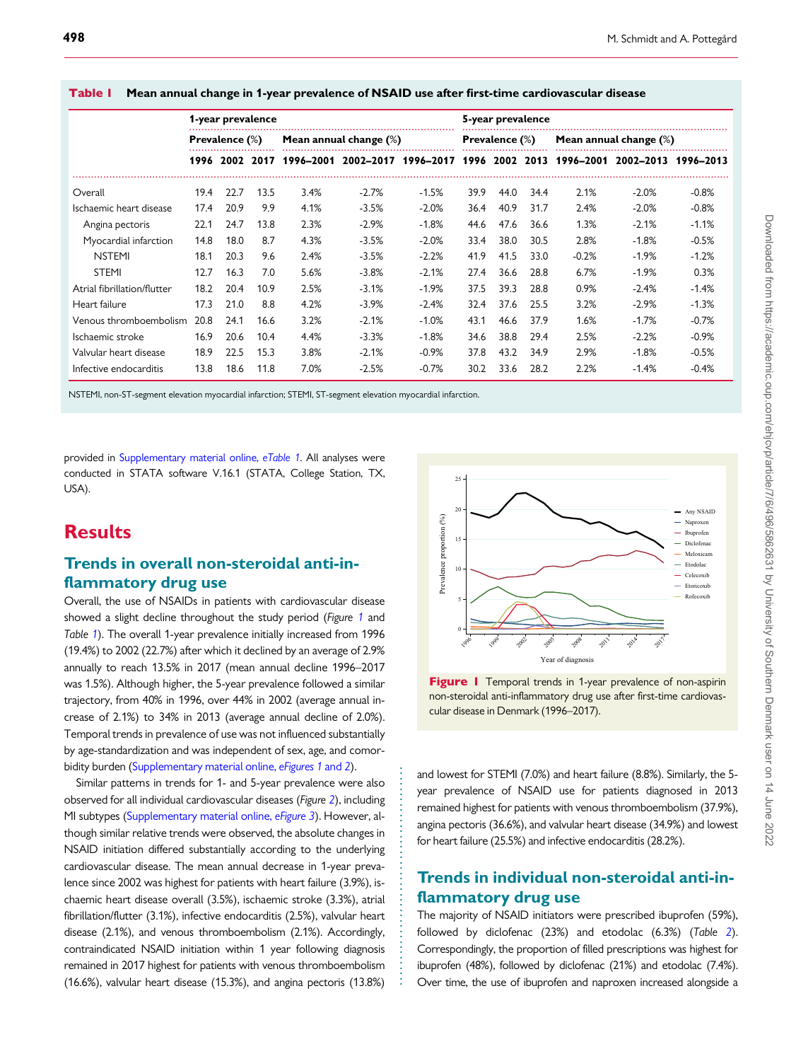**Table 1** Mean annual change in 1-year prevalence of NSAID use after first-time cardiovascular disease

| | 1-year prevalence | | | | | | 5-year prevalence | | | | | |
|---|---|---|---|---|---|---|---|---|---|---|---|---|
| | Prevalence (%) | | | Mean annual change (%) | | | Prevalence (%) | | | Mean annual change (%) | | |
| | 1996 | 2002 | 2017 | 1996–2001 | 2002–2017 | 1996–2017 | 1996 | 2002 | 2013 | 1996–2001 | 2002–2013 | 1996–2013 |
| Overall | 19.4 | 22.7 | 13.5 | 3.4% | -2.7% | -1.5% | 39.9 | 44.0 | 34.4 | 2.1% | -2.0% | -0.8% |
| Ischaemic heart disease | 17.4 | 20.9 | 9.9 | 4.1% | -3.5% | -2.0% | 36.4 | 40.9 | 31.7 | 2.4% | -2.0% | -0.8% |
| Angina pectoris | 22.1 | 24.7 | 13.8 | 2.3% | -2.9% | -1.8% | 44.6 | 47.6 | 36.6 | 1.3% | -2.1% | -1.1% |
| Myocardial infarction | 14.8 | 18.0 | 8.7 | 4.3% | -3.5% | -2.0% | 33.4 | 38.0 | 30.5 | 2.8% | -1.8% | -0.5% |
| NSTEMI | 18.1 | 20.3 | 9.6 | 2.4% | -3.5% | -2.2% | 41.9 | 41.5 | 33.0 | -0.2% | -1.9% | -1.2% |
| STEMI | 12.7 | 16.3 | 7.0 | 5.6% | -3.8% | -2.1% | 27.4 | 36.6 | 28.8 | 6.7% | -1.9% | 0.3% |
| Atrial fibrillation/flutter | 18.2 | 20.4 | 10.9 | 2.5% | -3.1% | -1.9% | 37.5 | 39.3 | 28.8 | 0.9% | -2.4% | -1.4% |
| Heart failure | 17.3 | 21.0 | 8.8 | 4.2% | -3.9% | -2.4% | 32.4 | 37.6 | 25.5 | 3.2% | -2.9% | -1.3% |
| Venous thromboembolism | 20.8 | 24.1 | 16.6 | 3.2% | -2.1% | -1.0% | 43.1 | 46.6 | 37.9 | 1.6% | -1.7% | -0.7% |
| Ischaemic stroke | 16.9 | 20.6 | 10.4 | 4.4% | -3.3% | -1.8% | 34.6 | 38.8 | 29.4 | 2.5% | -2.2% | -0.9% |
| Valvular heart disease | 18.9 | 22.5 | 15.3 | 3.8% | -2.1% | -0.9% | 37.8 | 43.2 | 34.9 | 2.9% | -1.8% | -0.5% |
| Infective endocarditis | 13.8 | 18.6 | 11.8 | 7.0% | -2.5% | -0.7% | 30.2 | 33.6 | 28.2 | 2.2% | -1.4% | -0.4% |

NSTEMI, non-ST-segment elevation myocardial infarction; STEMI, ST-segment elevation myocardial infarction.

provided in Supplementary material online, *eTable 1*. All analyses were conducted in STATA software V.16.1 (STATA, College Station, TX, USA).

# Results

## Trends in overall non-steroidal anti-inflammatory drug use

Overall, the use of NSAIDs in patients with cardiovascular disease showed a slight decline throughout the study period (*Figure 1* and *Table 1*). The overall 1-year prevalence initially increased from 1996 (19.4%) to 2002 (22.7%) after which it declined by an average of 2.9% annually to reach 13.5% in 2017 (mean annual decline 1996–2017 was 1.5%). Although higher, the 5-year prevalence followed a similar trajectory, from 40% in 1996, over 44% in 2002 (average annual increase of 2.1%) to 34% in 2013 (average annual decline of 2.0%). Temporal trends in prevalence of use was not influenced substantially by age-standardization and was independent of sex, age, and comorbidity burden (Supplementary material online, *eFigures 1 and 2*).

Similar patterns in trends for 1- and 5-year prevalence were also observed for all individual cardiovascular diseases (*Figure 2*), including MI subtypes (Supplementary material online, *eFigure 3*). However, although similar relative trends were observed, the absolute changes in NSAID initiation differed substantially according to the underlying cardiovascular disease. The mean annual decrease in 1-year prevalence since 2002 was highest for patients with heart failure (3.9%), ischaemic heart disease overall (3.5%), ischaemic stroke (3.3%), atrial fibrillation/flutter (3.1%), infective endocarditis (2.5%), valvular heart disease (2.1%), and venous thromboembolism (2.1%). Accordingly, contraindicated NSAID initiation within 1 year following diagnosis remained in 2017 highest for patients with venous thromboembolism (16.6%), valvular heart disease (15.3%), and angina pectoris (13.8%) and lowest for STEMI (7.0%) and heart failure (8.8%). Similarly, the 5-year prevalence of NSAID use for patients diagnosed in 2013 remained highest for patients with venous thromboembolism (37.9%), angina pectoris (36.6%), and valvular heart disease (34.9%) and lowest for heart failure (25.5%) and infective endocarditis (28.2%).

**Figure 1** Temporal trends in 1-year prevalence of non-aspirin non-steroidal anti-inflammatory drug use after first-time cardiovascular disease in Denmark (1996–2017).

## Trends in individual non-steroidal anti-inflammatory drug use

The majority of NSAID initiators were prescribed ibuprofen (59%), followed by diclofenac (23%) and etodolac (6.3%) (*Table 2*). Correspondingly, the proportion of filled prescriptions was highest for ibuprofen (48%), followed by diclofenac (21%) and etodolac (7.4%). Over time, the use of ibuprofen and naproxen increased alongside a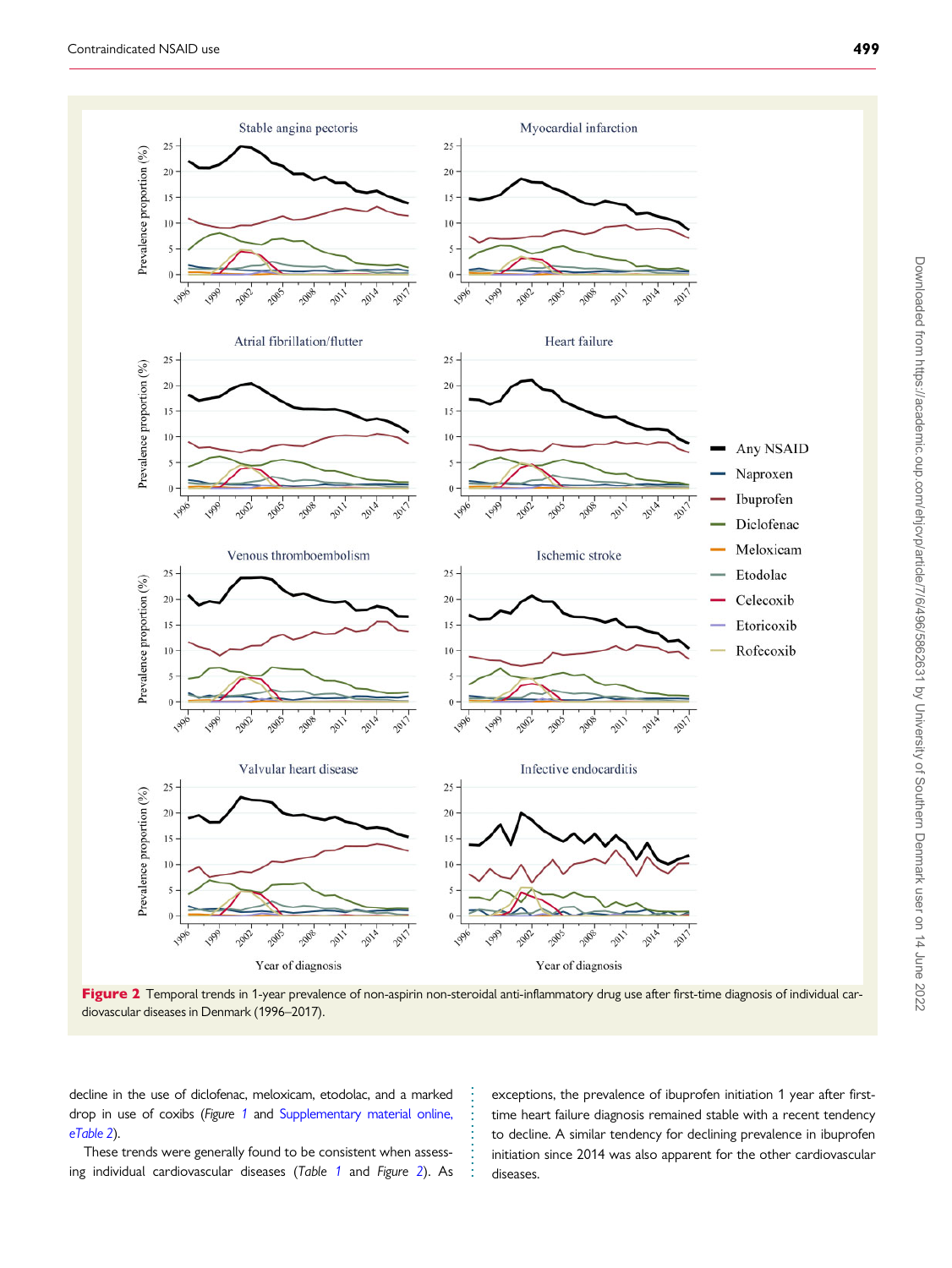**Figure 2** Temporal trends in 1-year prevalence of non-aspirin non-steroidal anti-inflammatory drug use after first-time diagnosis of individual cardiovascular diseases in Denmark (1996–2017).

decline in the use of diclofenac, meloxicam, etodolac, and a marked drop in use of coxibs (*Figure 1* and Supplementary material online, *eTable 2*).

These trends were generally found to be consistent when assessing individual cardiovascular diseases (*Table 1* and *Figure 2*). As exceptions, the prevalence of ibuprofen initiation 1 year after first-time heart failure diagnosis remained stable with a recent tendency to decline. A similar tendency for declining prevalence in ibuprofen initiation since 2014 was also apparent for the other cardiovascular diseases.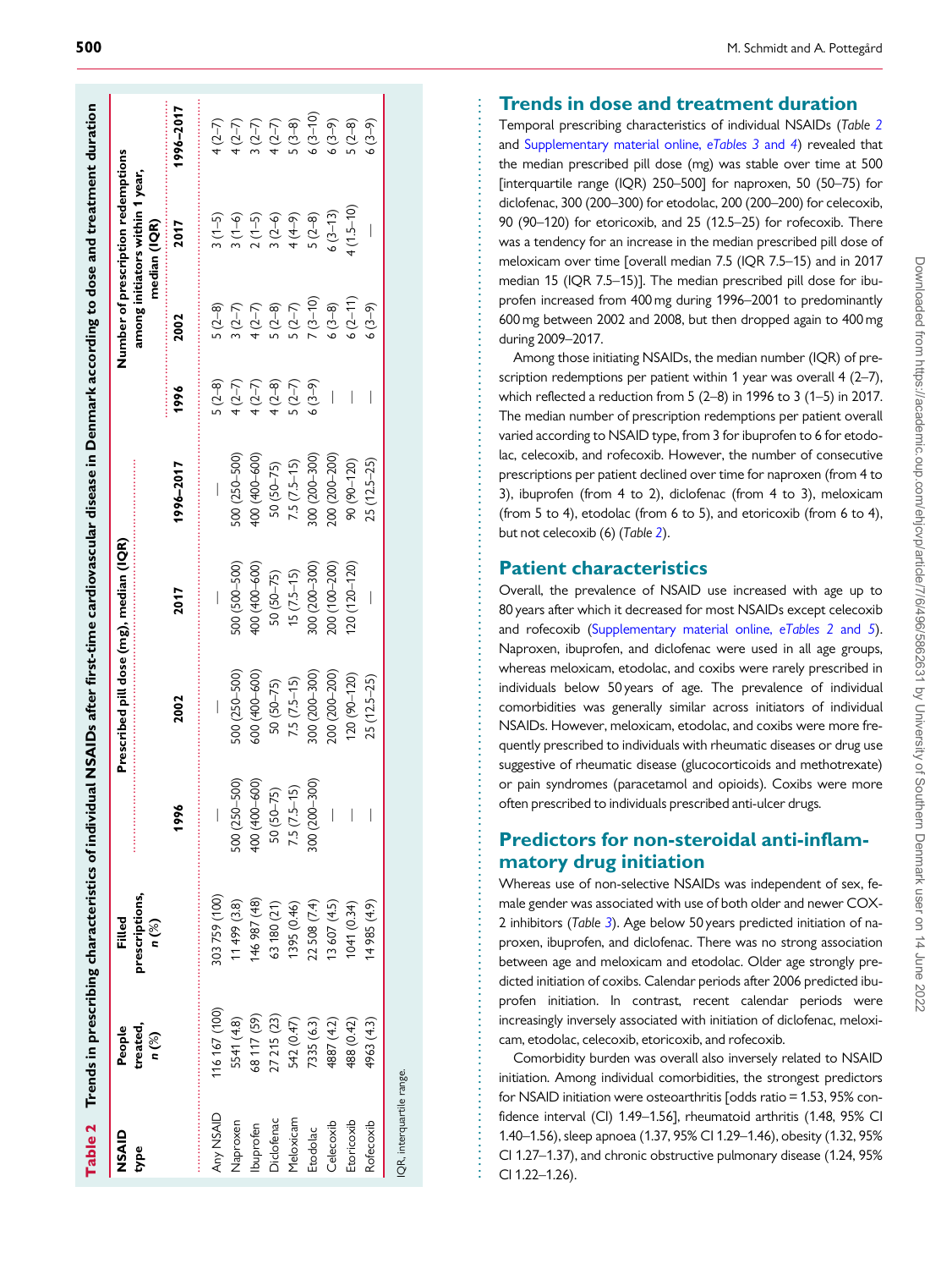**Table 2** Trends in prescribing characteristics of individual NSAIDs after first-time cardiovascular disease in Denmark according to dose and treatment duration

| NSAID type | People treated, n (%) | Filled prescriptions, n (%) | Prescribed pill dose (mg), median (IQR) | | | | Number of prescription redemptions among initiators within 1 year, median (IQR) | | | |
|---|---|---|---|---|---|---|---|---|---|---|
| | | | 1996 | 2002 | 2017 | 1996–2017 | 1996 | 2002 | 2017 | 1996–2017 |
| Any NSAID | 116 167 (100) | 303 759 (100) | — | — | — | — | 5 (2–8) | 5 (2–8) | 3 (1–5) | 4 (2–7) |
| Naproxen | 5541 (4.8) | 11 499 (3.8) | 500 (250–500) | 500 (250–500) | 500 (500–500) | 500 (250–500) | 4 (2–7) | 3 (2–7) | 3 (1–6) | 4 (2–7) |
| Ibuprofen | 68 117 (59) | 146 987 (48) | 400 (400–600) | 600 (400–600) | 400 (400–600) | 400 (400–600) | 4 (2–7) | 4 (2–7) | 2 (1–5) | 3 (2–7) |
| Diclofenac | 27 215 (23) | 63 180 (21) | 50 (50–75) | 50 (50–75) | 50 (50–75) | 50 (50–75) | 4 (2–8) | 5 (2–8) | 3 (2–6) | 4 (2–7) |
| Meloxicam | 542 (0.47) | 1395 (0.46) | 7.5 (7.5–15) | 7.5 (7.5–15) | 15 (7.5–15) | 7.5 (7.5–15) | 5 (2–7) | 5 (2–7) | 4 (4–9) | 5 (3–8) |
| Etodolac | 7335 (6.3) | 22 508 (7.4) | 300 (200–300) | 300 (200–300) | 300 (200–300) | 300 (200–300) | 6 (3–9) | 7 (3–10) | 5 (2–8) | 6 (3–10) |
| Celecoxib | 4887 (4.2) | 13 607 (4.5) | — | 200 (200–200) | 200 (100–200) | 200 (200–200) | — | 6 (3–8) | 6 (3–13) | 6 (3–9) |
| Etoricoxib | 488 (0.42) | 1041 (0.34) | — | 120 (90–120) | 120 (120–120) | 90 (90–120) | — | 6 (2–11) | 4 (1.5–10) | 5 (2–8) |
| Rofecoxib | 4963 (4.3) | 14 985 (4.9) | — | 25 (12.5–25) | — | 25 (12.5–25) | — | 6 (3–9) | — | 6 (3–9) |

IQR, interquartile range.

## Trends in dose and treatment duration

Temporal prescribing characteristics of individual NSAIDs (Table 2 and Supplementary material online, eTables 3 and 4) revealed that the median prescribed pill dose (mg) was stable over time at 500 [interquartile range (IQR) 250–500] for naproxen, 50 (50–75) for diclofenac, 300 (200–300) for etodolac, 200 (200–200) for celecoxib, 90 (90–120) for etoricoxib, and 25 (12.5–25) for rofecoxib. There was a tendency for an increase in the median prescribed pill dose of meloxicam over time [overall median 7.5 (IQR 7.5–15) and in 2017 median 15 (IQR 7.5–15)]. The median prescribed pill dose for ibuprofen increased from 400 mg during 1996–2001 to predominantly 600 mg between 2002 and 2008, but then dropped again to 400 mg during 2009–2017.

Among those initiating NSAIDs, the median number (IQR) of prescription redemptions per patient within 1 year was overall 4 (2–7), which reflected a reduction from 5 (2–8) in 1996 to 3 (1–5) in 2017. The median number of prescription redemptions per patient overall varied according to NSAID type, from 3 for ibuprofen to 6 for etodolac, celecoxib, and rofecoxib. However, the number of consecutive prescriptions per patient declined over time for naproxen (from 4 to 3), ibuprofen (from 4 to 2), diclofenac (from 4 to 3), meloxicam (from 5 to 4), etodolac (from 6 to 5), and etoricoxib (from 6 to 4), but not celecoxib (6) (Table 2).

## Patient characteristics

Overall, the prevalence of NSAID use increased with age up to 80 years after which it decreased for most NSAIDs except celecoxib and rofecoxib (Supplementary material online, eTables 2 and 5). Naproxen, ibuprofen, and diclofenac were used in all age groups, whereas meloxicam, etodolac, and coxibs were rarely prescribed in individuals below 50 years of age. The prevalence of individual comorbidities was generally similar across initiators of individual NSAIDs. However, meloxicam, etodolac, and coxibs were more frequently prescribed to individuals with rheumatic diseases or drug use suggestive of rheumatic disease (glucocorticoids and methotrexate) or pain syndromes (paracetamol and opioids). Coxibs were more often prescribed to individuals prescribed anti-ulcer drugs.

## Predictors for non-steroidal anti-inflammatory drug initiation

Whereas use of non-selective NSAIDs was independent of sex, female gender was associated with use of both older and newer COX-2 inhibitors (Table 3). Age below 50 years predicted initiation of naproxen, ibuprofen, and diclofenac. There was no strong association between age and meloxicam and etodolac. Older age strongly predicted initiation of coxibs. Calendar periods after 2006 predicted ibuprofen initiation. In contrast, recent calendar periods were increasingly inversely associated with initiation of diclofenac, meloxicam, etodolac, celecoxib, etoricoxib, and rofecoxib.

Comorbidity burden was overall also inversely related to NSAID initiation. Among individual comorbidities, the strongest predictors for NSAID initiation were osteoarthritis [odds ratio = 1.53, 95% confidence interval (CI) 1.49–1.56], rheumatoid arthritis (1.48, 95% CI 1.40–1.56), sleep apnoea (1.37, 95% CI 1.29–1.46), obesity (1.32, 95% CI 1.27–1.37), and chronic obstructive pulmonary disease (1.24, 95% CI 1.22–1.26).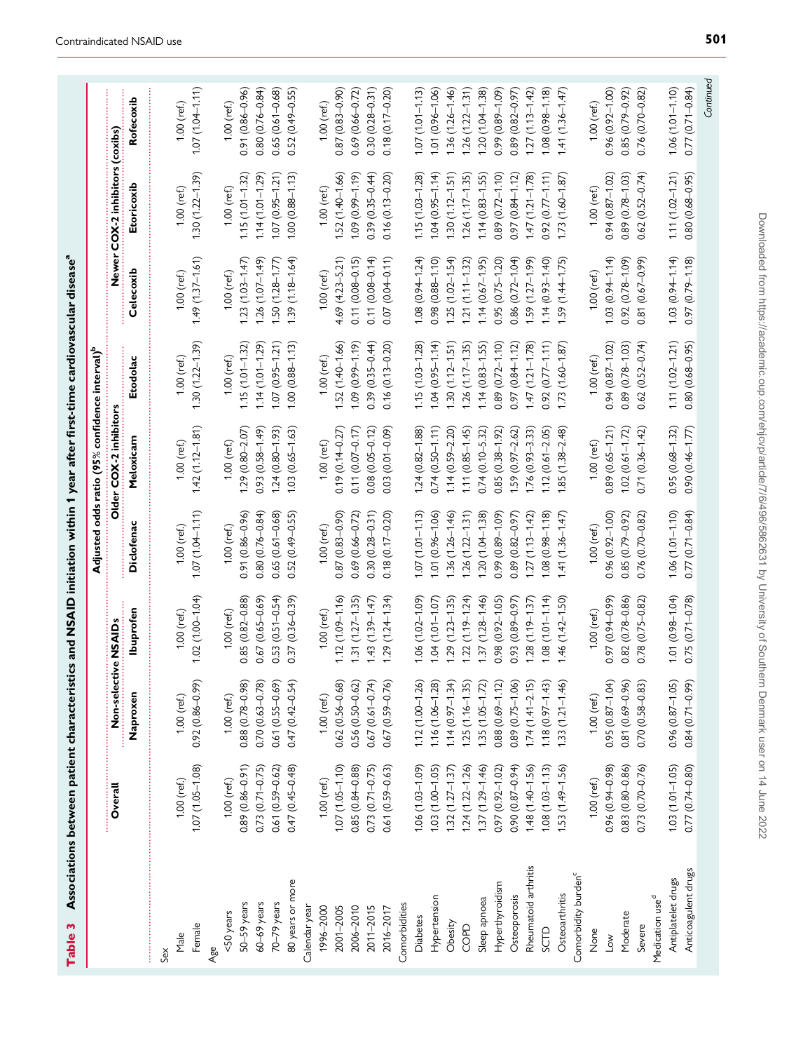**Table 3** Associations between patient characteristics and NSAID initiation within 1 year after first-time cardiovascular disease[a]

| | Adjusted odds ratio (95% confidence interval)[b] | | | | | | | | |
|---|---|---|---|---|---|---|---|---|---|
| | Overall | Non-selective NSAIDs | | Older COX-2 inhibitors | | | Newer COX-2 inhibitors (coxibs) | | |
| | | Naproxen | Ibuprofen | Diclofenac | Meloxicam | Etodolac | Celecoxib | Etoricoxib | Rofecoxib |
| Sex | | | | | | | | | |
| Male | 1.00 (ref.) | 1.00 (ref.) | 1.00 (ref.) | 1.00 (ref.) | 1.00 (ref.) | 1.00 (ref.) | 1.00 (ref.) | 1.00 (ref.) | 1.00 (ref.) |
| Female | 1.07 (1.05–1.08) | 0.92 (0.86–0.99) | 1.02 (1.00–1.04) | 1.07 (1.04–1.11) | 1.42 (1.12–1.81) | 1.30 (1.22–1.39) | 1.49 (1.37–1.61) | 1.30 (1.22–1.39) | 1.07 (1.04–1.11) |
| Age | | | | | | | | | |
| <50 years | 1.00 (ref.) | 1.00 (ref.) | 1.00 (ref.) | 1.00 (ref.) | 1.00 (ref.) | 1.00 (ref.) | 1.00 (ref.) | 1.00 (ref.) | 1.00 (ref.) |
| 50–59 years | 0.89 (0.86–0.91) | 0.88 (0.78–0.98) | 0.85 (0.82–0.88) | 0.91 (0.86–0.96) | 1.29 (0.80–2.07) | 1.15 (1.01–1.32) | 1.23 (1.03–1.47) | 1.15 (1.01–1.32) | 0.91 (0.86–0.96) |
| 60–69 years | 0.73 (0.71–0.75) | 0.70 (0.63–0.78) | 0.67 (0.65–0.69) | 0.80 (0.76–0.84) | 0.93 (0.58–1.49) | 1.14 (1.01–1.29) | 1.26 (1.07–1.49) | 1.14 (1.01–1.29) | 0.80 (0.76–0.84) |
| 70–79 years | 0.61 (0.59–0.62) | 0.61 (0.55–0.69) | 0.53 (0.51–0.54) | 0.65 (0.61–0.68) | 1.24 (0.80–1.93) | 1.07 (0.95–1.21) | 1.50 (1.28–1.77) | 1.07 (0.95–1.21) | 0.65 (0.61–0.68) |
| 80 years or more | 0.47 (0.45–0.48) | 0.47 (0.42–0.54) | 0.37 (0.36–0.39) | 0.52 (0.49–0.55) | 1.03 (0.65–1.63) | 1.00 (0.88–1.13) | 1.39 (1.18–1.64) | 1.00 (0.88–1.13) | 0.52 (0.49–0.55) |
| Calendar year | | | | | | | | | |
| 1996–2000 | 1.00 (ref.) | 1.00 (ref.) | 1.00 (ref.) | 1.00 (ref.) | 1.00 (ref.) | 1.00 (ref.) | 1.00 (ref.) | 1.00 (ref.) | 1.00 (ref.) |
| 2001–2005 | 1.07 (1.05–1.10) | 0.62 (0.56–0.68) | 1.12 (1.09–1.16) | 0.87 (0.83–0.90) | 0.19 (0.14–0.27) | 1.52 (1.40–1.66) | 4.69 (4.23–5.21) | 1.52 (1.40–1.66) | 0.87 (0.83–0.90) |
| 2006–2010 | 0.85 (0.84–0.88) | 0.56 (0.50–0.62) | 1.31 (1.27–1.35) | 0.69 (0.66–0.72) | 0.11 (0.07–0.17) | 1.09 (0.99–1.19) | 0.11 (0.08–0.15) | 1.09 (0.99–1.19) | 0.69 (0.66–0.72) |
| 2011–2015 | 0.73 (0.71–0.75) | 0.67 (0.61–0.74) | 1.43 (1.39–1.47) | 0.30 (0.28–0.31) | 0.08 (0.05–0.12) | 0.39 (0.35–0.44) | 0.11 (0.08–0.14) | 0.39 (0.35–0.44) | 0.30 (0.28–0.31) |
| 2016–2017 | 0.61 (0.59–0.63) | 0.67 (0.59–0.76) | 1.29 (1.24–1.34) | 0.18 (0.17–0.20) | 0.03 (0.01–0.09) | 0.16 (0.13–0.20) | 0.07 (0.04–0.11) | 0.16 (0.13–0.20) | 0.18 (0.17–0.20) |
| Comorbidities | | | | | | | | | |
| Diabetes | 1.06 (1.03–1.09) | 1.12 (1.00–1.26) | 1.06 (1.02–1.09) | 1.07 (1.01–1.13) | 1.24 (0.82–1.88) | 1.15 (1.03–1.28) | 1.08 (0.94–1.24) | 1.15 (1.03–1.28) | 1.07 (1.01–1.13) |
| Hypertension | 1.03 (1.00–1.05) | 1.16 (1.06–1.28) | 1.04 (1.01–1.07) | 1.01 (0.96–1.06) | 0.74 (0.50–1.11) | 1.04 (0.95–1.14) | 0.98 (0.88–1.10) | 1.04 (0.95–1.14) | 1.01 (0.96–1.06) |
| Obesity | 1.32 (1.27–1.37) | 1.14 (0.97–1.34) | 1.29 (1.23–1.35) | 1.36 (1.26–1.46) | 1.14 (0.59–2.20) | 1.30 (1.12–1.51) | 1.25 (1.02–1.54) | 1.30 (1.12–1.51) | 1.36 (1.26–1.46) |
| COPD | 1.24 (1.22–1.26) | 1.25 (1.16–1.35) | 1.22 (1.19–1.24) | 1.26 (1.22–1.31) | 1.11 (0.85–1.45) | 1.26 (1.17–1.35) | 1.21 (1.11–1.32) | 1.26 (1.17–1.35) | 1.26 (1.22–1.31) |
| Sleep apnoea | 1.37 (1.29–1.46) | 1.35 (1.05–1.72) | 1.37 (1.28–1.46) | 1.20 (1.04–1.38) | 0.74 (0.10–5.32) | 1.14 (0.83–1.55) | 1.14 (0.67–1.95) | 1.14 (0.83–1.55) | 1.20 (1.04–1.38) |
| Hyperthyroidism | 0.97 (0.92–1.02) | 0.88 (0.69–1.12) | 0.98 (0.92–1.05) | 0.99 (0.89–1.09) | 0.85 (0.38–1.92) | 0.89 (0.72–1.10) | 0.95 (0.75–1.20) | 0.89 (0.72–1.10) | 0.99 (0.89–1.09) |
| Osteoporosis | 0.90 (0.87–0.94) | 0.89 (0.75–1.06) | 0.93 (0.89–0.97) | 0.89 (0.82–0.97) | 1.59 (0.97–2.62) | 0.97 (0.84–1.12) | 0.86 (0.72–1.04) | 0.97 (0.84–1.12) | 0.89 (0.82–0.97) |
| Rheumatoid arthritis | 1.48 (1.40–1.56) | 1.74 (1.41–2.15) | 1.28 (1.19–1.37) | 1.27 (1.13–1.42) | 1.76 (0.93–3.33) | 1.47 (1.21–1.78) | 1.59 (1.27–1.99) | 1.47 (1.21–1.78) | 1.27 (1.13–1.42) |
| SCTD | 1.08 (1.03–1.13) | 1.18 (0.97–1.43) | 1.08 (1.01–1.14) | 1.08 (0.98–1.18) | 1.12 (0.61–2.05) | 0.92 (0.77–1.11) | 1.14 (0.93–1.40) | 0.92 (0.77–1.11) | 1.08 (0.98–1.18) |
| Osteoarthritis | 1.53 (1.49–1.56) | 1.33 (1.21–1.46) | 1.46 (1.42–1.50) | 1.41 (1.36–1.47) | 1.85 (1.38–2.48) | 1.73 (1.60–1.87) | 1.59 (1.44–1.75) | 1.73 (1.60–1.87) | 1.41 (1.36–1.47) |
| Comorbidity burden[c] | | | | | | | | | |
| None | 1.00 (ref.) | 1.00 (ref.) | 1.00 (ref.) | 1.00 (ref.) | 1.00 (ref.) | 1.00 (ref.) | 1.00 (ref.) | 1.00 (ref.) | 1.00 (ref.) |
| Low | 0.96 (0.94–0.98) | 0.95 (0.87–1.04) | 0.97 (0.94–0.99) | 0.96 (0.92–1.00) | 0.89 (0.65–1.21) | 0.94 (0.87–1.02) | 1.03 (0.94–1.14) | 0.94 (0.87–1.02) | 0.96 (0.92–1.00) |
| Moderate | 0.83 (0.80–0.86) | 0.81 (0.69–0.96) | 0.82 (0.78–0.86) | 0.85 (0.79–0.92) | 1.02 (0.61–1.72) | 0.89 (0.78–1.03) | 0.92 (0.78–1.09) | 0.89 (0.78–1.03) | 0.85 (0.79–0.92) |
| Severe | 0.73 (0.70–0.76) | 0.70 (0.58–0.83) | 0.78 (0.75–0.82) | 0.76 (0.70–0.82) | 0.71 (0.36–1.42) | 0.62 (0.52–0.74) | 0.81 (0.67–0.99) | 0.62 (0.52–0.74) | 0.76 (0.70–0.82) |
| Medication use[d] | | | | | | | | | |
| Antiplatelet drugs | 1.03 (1.01–1.05) | 0.96 (0.87–1.05) | 1.01 (0.98–1.04) | 1.06 (1.01–1.10) | 0.95 (0.68–1.32) | 1.11 (1.02–1.21) | 1.03 (0.94–1.14) | 1.11 (1.02–1.21) | 1.06 (1.01–1.10) |
| Anticoagulant drugs | 0.77 (0.74–0.80) | 0.84 (0.71–0.99) | 0.75 (0.71–0.78) | 0.77 (0.71–0.84) | 0.90 (0.46–1.77) | 0.80 (0.68–0.95) | 0.97 (0.79–1.18) | 0.80 (0.68–0.95) | 0.77 (0.71–0.84) |

*Continued*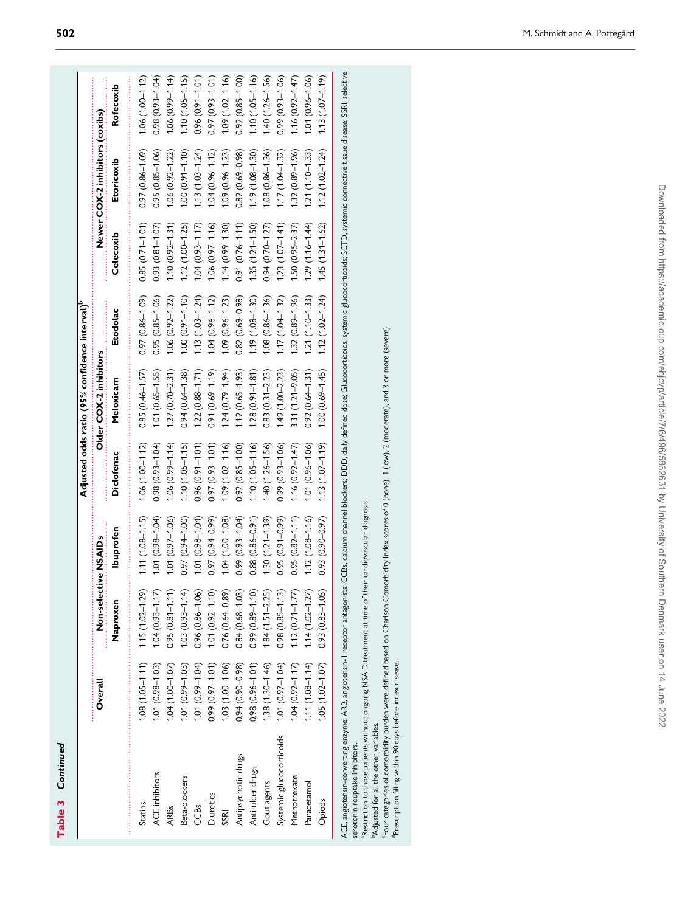**Table 3 Continued**

| | Adjusted odds ratio (95% confidence interval)[b] | | | | | | | | |
|---|---|---|---|---|---|---|---|---|---|
| | Overall | Non-selective NSAIDs | | Older COX-2 inhibitors | | | Newer COX-2 inhibitors (coxibs) | | |
| | | Naproxen | Ibuprofen | Diclofenac | Meloxicam | Etodolac | Celecoxib | Etoricoxib | Rofecoxib |
| Statins | 1.08 (1.05–1.11) | 1.15 (1.02–1.29) | 1.11 (1.08–1.15) | 1.06 (1.00–1.12) | 0.85 (0.46–1.57) | 0.97 (0.86–1.09) | 0.85 (0.71–1.01) | 0.97 (0.86–1.09) | 1.06 (1.00–1.12) |
| ACE inhibitors | 1.01 (0.98–1.03) | 1.04 (0.93–1.17) | 1.01 (0.98–1.04) | 0.98 (0.93–1.04) | 1.01 (0.65–1.55) | 0.95 (0.85–1.06) | 0.93 (0.81–1.07) | 0.95 (0.85–1.06) | 0.98 (0.93–1.04) |
| ARBs | 1.04 (1.00–1.07) | 0.95 (0.81–1.11) | 1.01 (0.97–1.06) | 1.06 (0.99–1.14) | 1.27 (0.70–2.31) | 1.06 (0.92–1.22) | 1.10 (0.92–1.31) | 1.06 (0.92–1.22) | 1.06 (0.99–1.14) |
| Beta-blockers | 1.01 (0.99–1.03) | 1.03 (0.93–1.14) | 0.97 (0.94–1.00) | 1.10 (1.05–1.15) | 0.94 (0.64–1.38) | 1.00 (0.91–1.10) | 1.12 (1.00–1.25) | 1.00 (0.91–1.10) | 1.10 (1.05–1.15) |
| CCBs | 1.01 (0.99–1.04) | 0.96 (0.86–1.06) | 1.01 (0.98–1.04) | 0.96 (0.91–1.01) | 1.22 (0.88–1.71) | 1.13 (1.03–1.24) | 1.04 (0.93–1.17) | 1.13 (1.03–1.24) | 0.96 (0.91–1.01) |
| Diuretics | 0.99 (0.97–1.01) | 1.01 (0.92–1.10) | 0.97 (0.94–0.99) | 0.97 (0.93–1.01) | 0.91 (0.69–1.19) | 1.04 (0.96–1.12) | 1.06 (0.97–1.16) | 1.04 (0.96–1.12) | 0.97 (0.93–1.01) |
| SSRI | 1.03 (1.00–1.06) | 0.76 (0.64–0.89) | 1.04 (1.00–1.08) | 1.09 (1.02–1.16) | 1.24 (0.79–1.94) | 1.09 (0.96–1.23) | 1.14 (0.99–1.30) | 1.09 (0.96–1.23) | 1.09 (1.02–1.16) |
| Antipsychotic drugs | 0.94 (0.90–0.98) | 0.84 (0.68–1.03) | 0.99 (0.93–1.04) | 0.92 (0.85–1.00) | 1.12 (0.65–1.93) | 0.82 (0.69–0.98) | 0.91 (0.76–1.11) | 0.82 (0.69–0.98) | 0.92 (0.85–1.00) |
| Anti-ulcer drugs | 0.98 (0.96–1.01) | 0.99 (0.89–1.10) | 0.88 (0.86–0.91) | 1.10 (1.05–1.16) | 1.28 (0.91–1.81) | 1.19 (1.08–1.30) | 1.35 (1.21–1.50) | 1.19 (1.08–1.30) | 1.10 (1.05–1.16) |
| Gout agents | 1.38 (1.30–1.46) | 1.84 (1.51–2.25) | 1.30 (1.21–1.39) | 1.40 (1.26–1.56) | 0.83 (0.31–2.23) | 1.08 (0.86–1.36) | 0.94 (0.70–1.27) | 1.08 (0.86–1.36) | 1.40 (1.26–1.56) |
| Systemic glucocorticoids | 1.01 (0.97–1.04) | 0.98 (0.85–1.13) | 0.95 (0.91–0.99) | 0.99 (0.93–1.06) | 1.49 (1.00–2.23) | 1.17 (1.04–1.32) | 1.23 (1.07–1.41) | 1.17 (1.04–1.32) | 0.99 (0.93–1.06) |
| Methotrexate | 1.04 (0.92–1.17) | 1.12 (0.71–1.77) | 0.95 (0.82–1.11) | 1.16 (0.92–1.47) | 3.31 (1.21–9.05) | 1.32 (0.89–1.96) | 1.50 (0.95–2.37) | 1.32 (0.89–1.96) | 1.16 (0.92–1.47) |
| Paracetamol | 1.11 (1.08–1.14) | 1.14 (1.02–1.27) | 1.12 (1.08–1.16) | 1.01 (0.96–1.06) | 0.92 (0.64–1.31) | 1.21 (1.10–1.33) | 1.29 (1.16–1.44) | 1.21 (1.10–1.33) | 1.01 (0.96–1.06) |
| Opiods | 1.05 (1.02–1.07) | 0.93 (0.83–1.05) | 0.93 (0.90–0.97) | 1.13 (1.07–1.19) | 1.00 (0.69–1.45) | 1.12 (1.02–1.24) | 1.45 (1.31–1.62) | 1.12 (1.02–1.24) | 1.13 (1.07–1.19) |

ACE, angiotensin-converting enzyme; ARB, angiotensin-II receptor antagonists; CCBs, calcium channel blockers; DDD, daily defined dose; Glucocorticoids, systemic glucocorticoids; SCTD, systemic connective tissue disease; SSRI, selective serotonin reuptake inhibitors.

[a]Restriction to those patients without ongoing NSAID treatment at time of their cardiovascular diagnosis.

[b]Adjusted for all the other variables.

[c]Four categories of comorbidity burden were defined based on Charlson Comorbidity Index scores of 0 (none), 1 (low), 2 (moderate), and 3 or more (severe).

[d]Prescription filling within 90 days before index disease.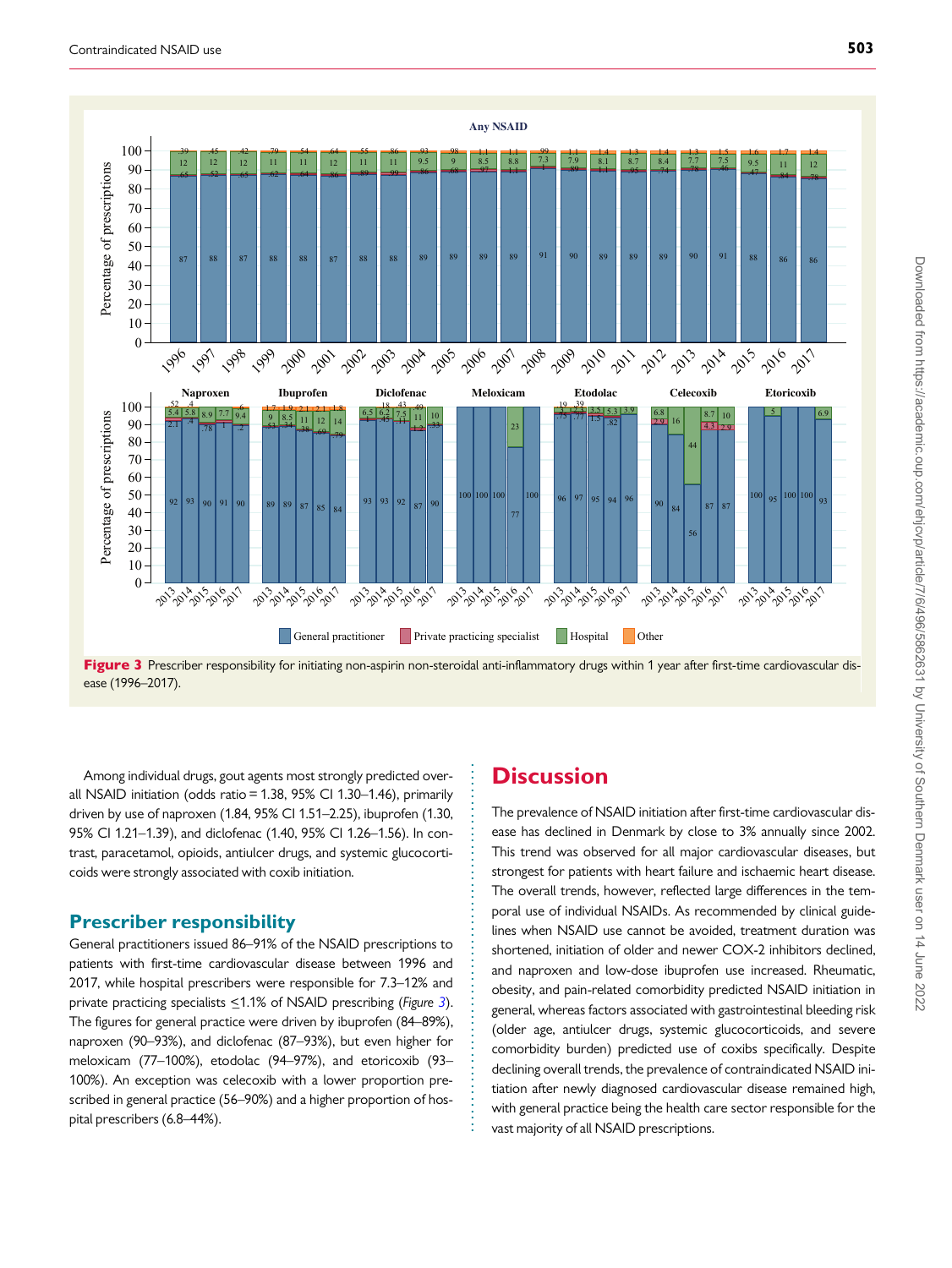Figure 3 Prescriber responsibility for initiating non-aspirin non-steroidal anti-inflammatory drugs within 1 year after first-time cardiovascular disease (1996–2017).

Among individual drugs, gout agents most strongly predicted overall NSAID initiation (odds ratio = 1.38, 95% CI 1.30–1.46), primarily driven by use of naproxen (1.84, 95% CI 1.51–2.25), ibuprofen (1.30, 95% CI 1.21–1.39), and diclofenac (1.40, 95% CI 1.26–1.56). In contrast, paracetamol, opioids, antiulcer drugs, and systemic glucocorticoids were strongly associated with coxib initiation.

## Prescriber responsibility

General practitioners issued 86–91% of the NSAID prescriptions to patients with first-time cardiovascular disease between 1996 and 2017, while hospital prescribers were responsible for 7.3–12% and private practicing specialists ≤1.1% of NSAID prescribing (*Figure 3*). The figures for general practice were driven by ibuprofen (84–89%), naproxen (90–93%), and diclofenac (87–93%), but even higher for meloxicam (77–100%), etodolac (94–97%), and etoricoxib (93–100%). An exception was celecoxib with a lower proportion prescribed in general practice (56–90%) and a higher proportion of hospital prescribers (6.8–44%).

# Discussion

The prevalence of NSAID initiation after first-time cardiovascular disease has declined in Denmark by close to 3% annually since 2002. This trend was observed for all major cardiovascular diseases, but strongest for patients with heart failure and ischaemic heart disease. The overall trends, however, reflected large differences in the temporal use of individual NSAIDs. As recommended by clinical guidelines when NSAID use cannot be avoided, treatment duration was shortened, initiation of older and newer COX-2 inhibitors declined, and naproxen and low-dose ibuprofen use increased. Rheumatic, obesity, and pain-related comorbidity predicted NSAID initiation in general, whereas factors associated with gastrointestinal bleeding risk (older age, antiulcer drugs, systemic glucocorticoids, and severe comorbidity burden) predicted use of coxibs specifically. Despite declining overall trends, the prevalence of contraindicated NSAID initiation after newly diagnosed cardiovascular disease remained high, with general practice being the health care sector responsible for the vast majority of all NSAID prescriptions.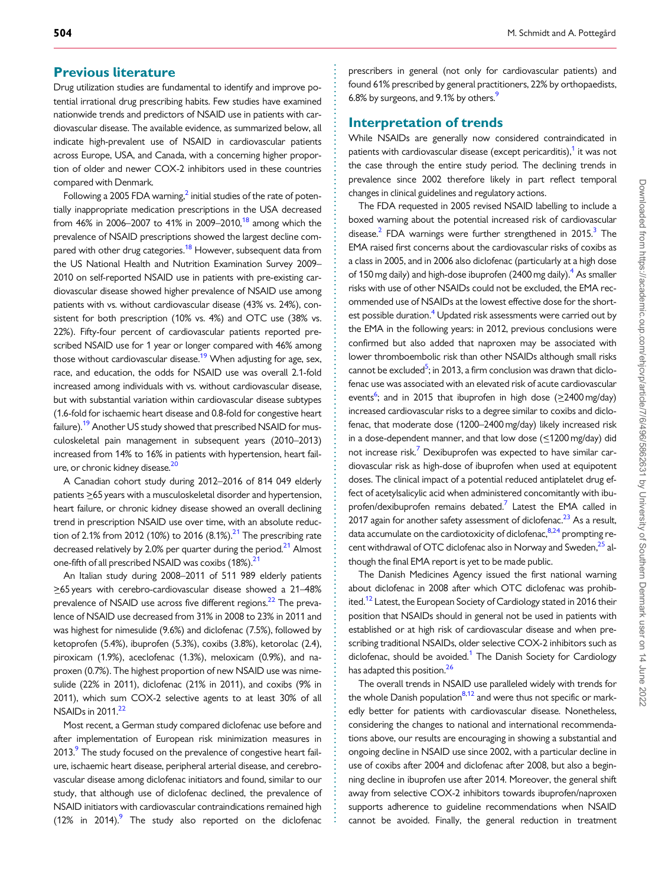## Previous literature

Drug utilization studies are fundamental to identify and improve potential irrational drug prescribing habits. Few studies have examined nationwide trends and predictors of NSAID use in patients with cardiovascular disease. The available evidence, as summarized below, all indicate high-prevalent use of NSAID in cardiovascular patients across Europe, USA, and Canada, with a concerning higher proportion of older and newer COX-2 inhibitors used in these countries compared with Denmark.

Following a 2005 FDA warning,[2] initial studies of the rate of potentially inappropriate medication prescriptions in the USA decreased from 46% in 2006–2007 to 41% in 2009–2010,[18] among which the prevalence of NSAID prescriptions showed the largest decline compared with other drug categories.[18] However, subsequent data from the US National Health and Nutrition Examination Survey 2009–2010 on self-reported NSAID use in patients with pre-existing cardiovascular disease showed higher prevalence of NSAID use among patients with vs. without cardiovascular disease (43% vs. 24%), consistent for both prescription (10% vs. 4%) and OTC use (38% vs. 22%). Fifty-four percent of cardiovascular patients reported prescribed NSAID use for 1 year or longer compared with 46% among those without cardiovascular disease.[19] When adjusting for age, sex, race, and education, the odds for NSAID use was overall 2.1-fold increased among individuals with vs. without cardiovascular disease, but with substantial variation within cardiovascular disease subtypes (1.6-fold for ischaemic heart disease and 0.8-fold for congestive heart failure).[19] Another US study showed that prescribed NSAID for musculoskeletal pain management in subsequent years (2010–2013) increased from 14% to 16% in patients with hypertension, heart failure, or chronic kidney disease.[20]

A Canadian cohort study during 2012–2016 of 814 049 elderly patients ≥65 years with a musculoskeletal disorder and hypertension, heart failure, or chronic kidney disease showed an overall declining trend in prescription NSAID use over time, with an absolute reduction of 2.1% from 2012 (10%) to 2016 (8.1%).[21] The prescribing rate decreased relatively by 2.0% per quarter during the period.[21] Almost one-fifth of all prescribed NSAID was coxibs (18%).[21]

An Italian study during 2008–2011 of 511 989 elderly patients ≥65 years with cerebro-cardiovascular disease showed a 21–48% prevalence of NSAID use across five different regions.[22] The prevalence of NSAID use decreased from 31% in 2008 to 23% in 2011 and was highest for nimesulide (9.6%) and diclofenac (7.5%), followed by ketoprofen (5.4%), ibuprofen (5.3%), coxibs (3.8%), ketorolac (2.4), piroxicam (1.9%), aceclofenac (1.3%), meloxicam (0.9%), and naproxen (0.7%). The highest proportion of new NSAID use was nimesulide (22% in 2011), diclofenac (21% in 2011), and coxibs (9% in 2011), which sum COX-2 selective agents to at least 30% of all NSAIDs in 2011.[22]

Most recent, a German study compared diclofenac use before and after implementation of European risk minimization measures in 2013.[9] The study focused on the prevalence of congestive heart failure, ischaemic heart disease, peripheral arterial disease, and cerebrovascular disease among diclofenac initiators and found, similar to our study, that although use of diclofenac declined, the prevalence of NSAID initiators with cardiovascular contraindications remained high (12% in 2014).[9] The study also reported on the diclofenac prescribers in general (not only for cardiovascular patients) and found 61% prescribed by general practitioners, 22% by orthopaedists, 6.8% by surgeons, and 9.1% by others.[9]

## Interpretation of trends

While NSAIDs are generally now considered contraindicated in patients with cardiovascular disease (except pericarditis),[1] it was not the case through the entire study period. The declining trends in prevalence since 2002 therefore likely in part reflect temporal changes in clinical guidelines and regulatory actions.

The FDA requested in 2005 revised NSAID labelling to include a boxed warning about the potential increased risk of cardiovascular disease.[2] FDA warnings were further strengthened in 2015.[3] The EMA raised first concerns about the cardiovascular risks of coxibs as a class in 2005, and in 2006 also diclofenac (particularly at a high dose of 150 mg daily) and high-dose ibuprofen (2400 mg daily).[4] As smaller risks with use of other NSAIDs could not be excluded, the EMA recommended use of NSAIDs at the lowest effective dose for the shortest possible duration.[4] Updated risk assessments were carried out by the EMA in the following years: in 2012, previous conclusions were confirmed but also added that naproxen may be associated with lower thromboembolic risk than other NSAIDs although small risks cannot be excluded[5]; in 2013, a firm conclusion was drawn that diclofenac was associated with an elevated risk of acute cardiovascular events[6]; and in 2015 that ibuprofen in high dose (≥2400 mg/day) increased cardiovascular risks to a degree similar to coxibs and diclofenac, that moderate dose (1200–2400 mg/day) likely increased risk in a dose-dependent manner, and that low dose (≤1200 mg/day) did not increase risk.[7] Dexibuprofen was expected to have similar cardiovascular risk as high-dose of ibuprofen when used at equipotent doses. The clinical impact of a potential reduced antiplatelet drug effect of acetylsalicylic acid when administered concomitantly with ibuprofen/dexibuprofen remains debated.[7] Latest the EMA called in 2017 again for another safety assessment of diclofenac.[23] As a result, data accumulate on the cardiotoxicity of diclofenac,[8,24] prompting recent withdrawal of OTC diclofenac also in Norway and Sweden,[25] although the final EMA report is yet to be made public.

The Danish Medicines Agency issued the first national warning about diclofenac in 2008 after which OTC diclofenac was prohibited.[12] Latest, the European Society of Cardiology stated in 2016 their position that NSAIDs should in general not be used in patients with established or at high risk of cardiovascular disease and when prescribing traditional NSAIDs, older selective COX-2 inhibitors such as diclofenac, should be avoided.[1] The Danish Society for Cardiology has adapted this position.[26]

The overall trends in NSAID use paralleled widely with trends for the whole Danish population[8,12] and were thus not specific or markedly better for patients with cardiovascular disease. Nonetheless, considering the changes to national and international recommendations above, our results are encouraging in showing a substantial and ongoing decline in NSAID use since 2002, with a particular decline in use of coxibs after 2004 and diclofenac after 2008, but also a beginning decline in ibuprofen use after 2014. Moreover, the general shift away from selective COX-2 inhibitors towards ibuprofen/naproxen supports adherence to guideline recommendations when NSAID cannot be avoided. Finally, the general reduction in treatment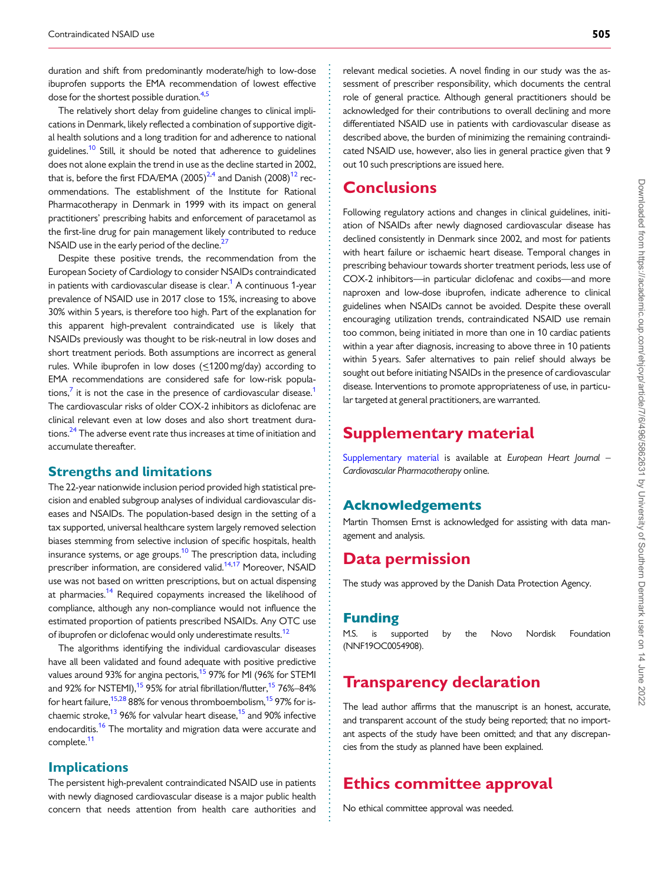duration and shift from predominantly moderate/high to low-dose ibuprofen supports the EMA recommendation of lowest effective dose for the shortest possible duration.[4,5]

The relatively short delay from guideline changes to clinical implications in Denmark, likely reflected a combination of supportive digital health solutions and a long tradition for and adherence to national guidelines.[10] Still, it should be noted that adherence to guidelines does not alone explain the trend in use as the decline started in 2002, that is, before the first FDA/EMA (2005)[2,4] and Danish (2008)[12] recommendations. The establishment of the Institute for Rational Pharmacotherapy in Denmark in 1999 with its impact on general practitioners' prescribing habits and enforcement of paracetamol as the first-line drug for pain management likely contributed to reduce NSAID use in the early period of the decline.[27]

Despite these positive trends, the recommendation from the European Society of Cardiology to consider NSAIDs contraindicated in patients with cardiovascular disease is clear.[1] A continuous 1-year prevalence of NSAID use in 2017 close to 15%, increasing to above 30% within 5 years, is therefore too high. Part of the explanation for this apparent high-prevalent contraindicated use is likely that NSAIDs previously was thought to be risk-neutral in low doses and short treatment periods. Both assumptions are incorrect as general rules. While ibuprofen in low doses (≤1200 mg/day) according to EMA recommendations are considered safe for low-risk populations,[7] it is not the case in the presence of cardiovascular disease.[1] The cardiovascular risks of older COX-2 inhibitors as diclofenac are clinical relevant even at low doses and also short treatment durations.[24] The adverse event rate thus increases at time of initiation and accumulate thereafter.

## Strengths and limitations

The 22-year nationwide inclusion period provided high statistical precision and enabled subgroup analyses of individual cardiovascular diseases and NSAIDs. The population-based design in the setting of a tax supported, universal healthcare system largely removed selection biases stemming from selective inclusion of specific hospitals, health insurance systems, or age groups.[10] The prescription data, including prescriber information, are considered valid.[14,17] Moreover, NSAID use was not based on written prescriptions, but on actual dispensing at pharmacies.[14] Required copayments increased the likelihood of compliance, although any non-compliance would not influence the estimated proportion of patients prescribed NSAIDs. Any OTC use of ibuprofen or diclofenac would only underestimate results.[12]

The algorithms identifying the individual cardiovascular diseases have all been validated and found adequate with positive predictive values around 93% for angina pectoris,[15] 97% for MI (96% for STEMI and 92% for NSTEMI),[15] 95% for atrial fibrillation/flutter,[15] 76%–84% for heart failure,[15,28] 88% for venous thromboembolism,[15] 97% for ischaemic stroke,[13] 96% for valvular heart disease,[15] and 90% infective endocarditis.[16] The mortality and migration data were accurate and complete.[11]

## Implications

The persistent high-prevalent contraindicated NSAID use in patients with newly diagnosed cardiovascular disease is a major public health concern that needs attention from health care authorities and relevant medical societies. A novel finding in our study was the assessment of prescriber responsibility, which documents the central role of general practice. Although general practitioners should be acknowledged for their contributions to overall declining and more differentiated NSAID use in patients with cardiovascular disease as described above, the burden of minimizing the remaining contraindicated NSAID use, however, also lies in general practice given that 9 out 10 such prescriptions are issued here.

# Conclusions

Following regulatory actions and changes in clinical guidelines, initiation of NSAIDs after newly diagnosed cardiovascular disease has declined consistently in Denmark since 2002, and most for patients with heart failure or ischaemic heart disease. Temporal changes in prescribing behaviour towards shorter treatment periods, less use of COX-2 inhibitors—in particular diclofenac and coxibs—and more naproxen and low-dose ibuprofen, indicate adherence to clinical guidelines when NSAIDs cannot be avoided. Despite these overall encouraging utilization trends, contraindicated NSAID use remain too common, being initiated in more than one in 10 cardiac patients within a year after diagnosis, increasing to above three in 10 patients within 5 years. Safer alternatives to pain relief should always be sought out before initiating NSAIDs in the presence of cardiovascular disease. Interventions to promote appropriateness of use, in particular targeted at general practitioners, are warranted.

# Supplementary material

Supplementary material is available at *European Heart Journal – Cardiovascular Pharmacotherapy* online.

## Acknowledgements

Martin Thomsen Ernst is acknowledged for assisting with data management and analysis.

# Data permission

The study was approved by the Danish Data Protection Agency.

## Funding

M.S. is supported by the Novo Nordisk Foundation (NNF19OC0054908).

# Transparency declaration

The lead author affirms that the manuscript is an honest, accurate, and transparent account of the study being reported; that no important aspects of the study have been omitted; and that any discrepancies from the study as planned have been explained.

# Ethics committee approval

No ethical committee approval was needed.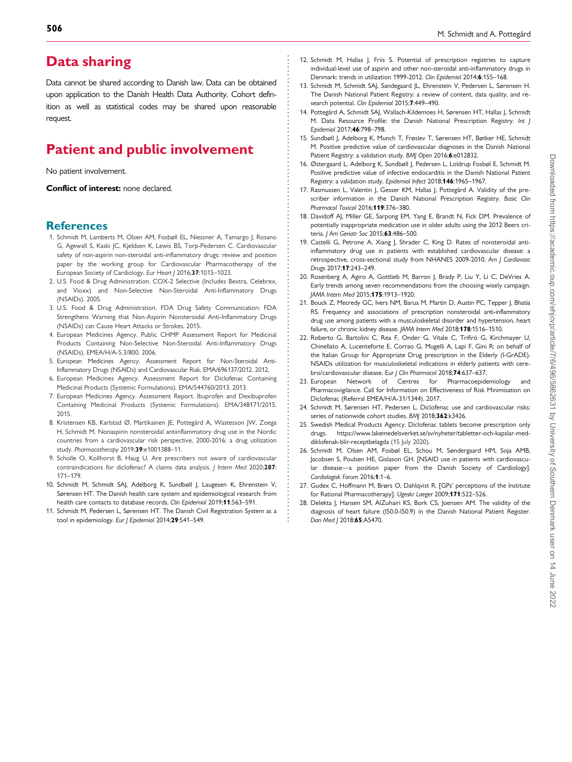## Data sharing

Data cannot be shared according to Danish law. Data can be obtained upon application to the Danish Health Data Authority. Cohort definition as well as statistical codes may be shared upon reasonable request.

## Patient and public involvement

No patient involvement.

**Conflict of interest:** none declared.

### References

1. Schmidt M, Lamberts M, Olsen AM, Fosbøll EL, Niessner A, Tamargo J, Rosano G, Agewall S, Kaski JC, Kjeldsen K, Lewis BS, Torp-Pedersen C. Cardiovascular safety of non-aspirin non-steroidal anti-inflammatory drugs: review and position paper by the working group for Cardiovascular Pharmacotherapy of the European Society of Cardiology. *Eur Heart J* 2016;**37**:1015–1023.
2. U.S. Food & Drug Administration. COX-2 Selective (Includes Bextra, Celebrex, and Vioxx) and Non-Selective Non-Steroidal Anti-Inflammatory Drugs (NSAIDs). 2005.
3. U.S. Food & Drug Administration. FDA Drug Safety Communication: FDA Strengthens Warning that Non-Aspirin Nonsteroidal Anti-Inflammatory Drugs (NSAIDs) can Cause Heart Attacks or Strokes. 2015.
4. European Medicines Agency. Public CHMP Assessment Report for Medicinal Products Containing Non-Selective Non-Steroidal Anti-Inflammatory Drugs (NSAIDs). EMEA/H/A-5.3/800. 2006.
5. European Medicines Agency. Assessment Report for Non-Steroidal Anti-Inflammatory Drugs (NSAIDs) and Cardiovascular Risk. EMA/696137/2012. 2012.
6. European Medicines Agency. Assessment Report for Diclofenac Containing Medicinal Products (Systemic Formulations). EMA/544760/2013. 2013.
7. European Medicines Agency. Assessment Report. Ibuprofen and Dexibuprofen Containing Medicinal Products (Systemic Formulations). EMA/348171/2015. 2015.
8. Kristensen KB, Karlstad Ø, Martikainen JE, Pottegård A, Wastesson JW, Zoega H, Schmidt M. Nonaspirin nonsteroidal antiinflammatory drug use in the Nordic countries from a cardiovascular risk perspective, 2000-2016: a drug utilization study. *Pharmacotherapy* 2019;**39**:e1001388–11.
9. Scholle O, Kollhorst B, Haug U. Are prescribers not aware of cardiovascular contraindications for diclofenac? A claims data analysis. *J Intern Med* 2020;**287**: 171–179.
10. Schmidt M, Schmidt SAJ, Adelborg K, Sundbøll J, Laugesen K, Ehrenstein V, Sørensen HT. The Danish health care system and epidemiological research: from health care contacts to database records. *Clin Epidemiol* 2019;**11**:563–591.
11. Schmidt M, Pedersen L, Sørensen HT. The Danish Civil Registration System as a tool in epidemiology. *Eur J Epidemiol* 2014;**29**:541–549.
12. Schmidt M, Hallas J, Friis S. Potential of prescription registries to capture individual-level use of aspirin and other non-steroidal anti-inflammatory drugs in Denmark: trends in utilization 1999-2012. *Clin Epidemiol* 2014;**6**:155–168.
13. Schmidt M, Schmidt SAJ, Sandegaard JL, Ehrenstein V, Pedersen L, Sørensen H. The Danish National Patient Registry: a review of content, data quality, and research potential. *Clin Epidemiol* 2015;**7**:449–490.
14. Pottegård A, Schmidt SAJ, Wallach-Kildemoes H, Sørensen HT, Hallas J, Schmidt M. Data Resource Profile: the Danish National Prescription Registry. *Int J Epidemiol* 2017;**46**:798–798.
15. Sundbøll J, Adelborg K, Munch T, Frøslev T, Sørensen HT, Bøtker HE, Schmidt M. Positive predictive value of cardiovascular diagnoses in the Danish National Patient Registry: a validation study. *BMJ Open* 2016;**6**:e012832.
16. Østergaard L, Adelborg K, Sundbøll J, Pedersen L, Loldrup Fosbøl E, Schmidt M. Positive predictive value of infective endocarditis in the Danish National Patient Registry: a validation study. *Epidemiol Infect* 2018;**146**:1965–1967.
17. Rasmussen L, Valentin J, Gesser KM, Hallas J, Pottegård A. Validity of the prescriber information in the Danish National Prescription Registry. *Basic Clin Pharmacol Toxicol* 2016;**119**:376–380.
18. Davidoff AJ, Miller GE, Sarpong EM, Yang E, Brandt N, Fick DM. Prevalence of potentially inappropriate medication use in older adults using the 2012 Beers criteria. *J Am Geriatr Soc* 2015;**63**:486–500.
19. Castelli G, Petrone A, Xiang J, Shrader C, King D. Rates of nonsteroidal anti-inflammatory drug use in patients with established cardiovascular disease: a retrospective, cross-sectional study from NHANES 2009-2010. *Am J Cardiovasc Drugs* 2017;**17**:243–249.
20. Rosenberg A, Agiro A, Gottlieb M, Barron J, Brady P, Liu Y, Li C, DeVries A. Early trends among seven recommendations from the choosing wisely campaign. *JAMA Intern Med* 2015;**175**:1913–1920.
21. Bouck Z, Mecredy GC, Ivers NM, Barua M, Martin D, Austin PC, Tepper J, Bhatia RS. Frequency and associations of prescription nonsteroidal anti-inflammatory drug use among patients with a musculoskeletal disorder and hypertension, heart failure, or chronic kidney disease. *JAMA Intern Med* 2018;**178**:1516–1510.
22. Roberto G, Bartolini C, Rea F, Onder G, Vitale C, Trifirò G, Kirchmayer U, Chinellato A, Lucenteforte E, Corrao G, Mugelli A, Lapi F, Gini R; on behalf of the Italian Group for Appropriate Drug prescription in the Elderly (I-GrADE). NSAIDs utilization for musculoskeletal indications in elderly patients with cerebro/cardiovascular disease. *Eur J Clin Pharmacol* 2018;**74**:637–637.
23. European Network of Centres for Pharmacoepidemiology and Pharmacovigilance. Call for Information on Effectiveness of Risk Minimisation on Diclofenac (Referral EMEA/H/A-31/1344). 2017.
24. Schmidt M, Sørensen HT, Pedersen L. Diclofenac use and cardiovascular risks: series of nationwide cohort studies. *BMJ* 2018;**362**:k3426.
25. Swedish Medical Products Agency. Diclofenac tablets become prescription only drugs. https://www.lakemedelsverket.se/sv/nyheter/tabletter-och-kapslar-med-diklofenak-blir-receptbelagda (15 July 2020).
26. Schmidt M, Olsen AM, Fosbøl EL, Schou M, Søndergaard HM, Soja AMB, Jacobsen S, Poulsen HE, Gislason GH. [NSAID use in patients with cardiovascular disease—a position paper from the Danish Society of Cardiology]. *Cardiologisk Forum* 2016;**1**:1–6.
27. Gudex C, Hoffmann M, Brørs O, Dahlqvist R. [GPs' perceptions of the Institute for Rational Pharmacotherapy]. *Ugeskr Laeger* 2009;**171**:522–526.
28. Delekta J, Hansen SM, AlZuhairi KS, Bork CS, Joensen AM. The validity of the diagnosis of heart failure (I50.0-I50.9) in the Danish National Patient Register. *Dan Med J* 2018;**65**:A5470.